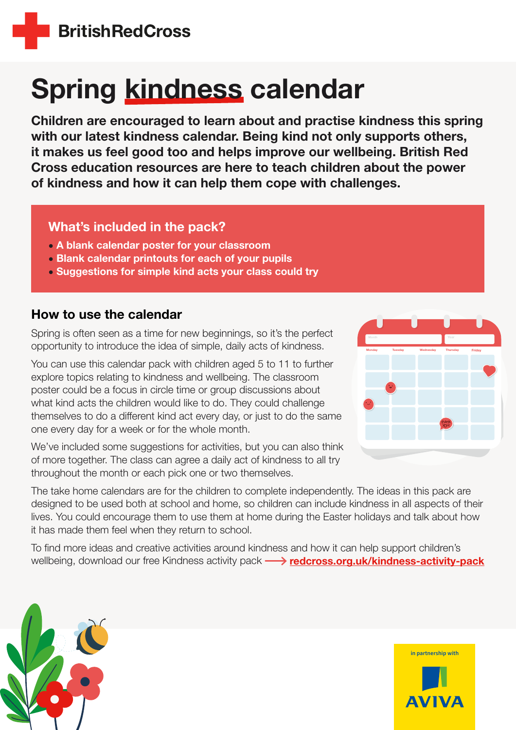British Red Cross

# Spring kindness calendar

**Children are encouraged to learn about and practise kindness this spring with our latest kindness calendar. Being kind not only supports others, it makes us feel good too and helps improve our wellbeing. British Red Cross education resources are here to teach children about the power of kindness and how it can help them cope with challenges.**

## What's included in the pack?

- **A blank calendar poster for your classroom**
- **Blank calendar printouts for each of your pupils**
- **Suggestions for simple kind acts your class could try**

## How to use the calendar

Spring is often seen as a time for new beginnings, so it's the perfect opportunity to introduce the idea of simple, daily acts of kindness.

You can use this calendar pack with children aged 5 to 11 to further explore topics relating to kindness and wellbeing. The classroom poster could be a focus in circle time or group discussions about what kind acts the children would like to do. They could challenge themselves to do a different kind act every day, or just to do the same one every day for a week or for the whole month.

We've included some suggestions for activities, but you can also think of more together. The class can agree a daily act of kindness to all try throughout the month or each pick one or two themselves.

The take home calendars are for the children to complete independently. The ideas in this pack are designed to be used both at school and home, so children can include kindness in all aspects of their lives. You could encourage them to use them at home during the Easter holidays and talk about how it has made them feel when they return to school.

To find more ideas and creative activities around kindness and how it can help support children's wellbeing, download our free Kindness activity pack ⟶ **redcross.org.uk/kindness-activity-pack**

in partnership with AVIVA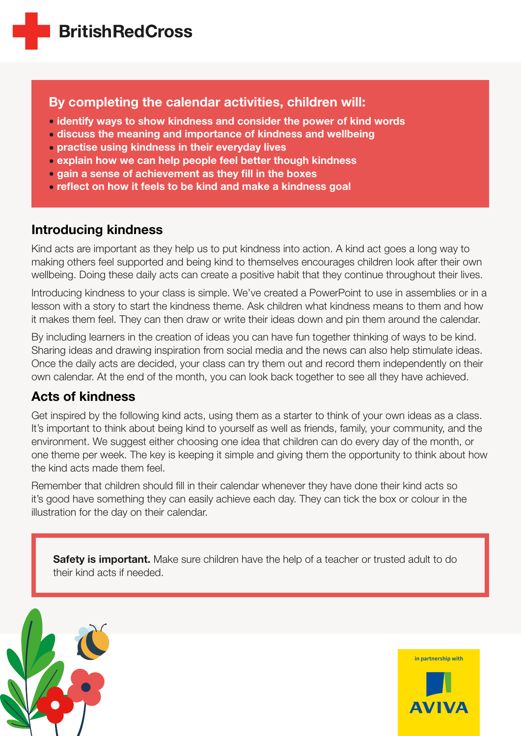**British Red Cross**

## By completing the calendar activities, children will:

- identify ways to show kindness and consider the power of kind words
- discuss the meaning and importance of kindness and wellbeing
- practise using kindness in their everyday lives
- explain how we can help people feel better though kindness
- gain a sense of achievement as they fill in the boxes
- reflect on how it feels to be kind and make a kindness goal

## Introducing kindness

Kind acts are important as they help us to put kindness into action. A kind act goes a long way to making others feel supported and being kind to themselves encourages children look after their own wellbeing. Doing these daily acts can create a positive habit that they continue throughout their lives.

Introducing kindness to your class is simple. We've created a PowerPoint to use in assemblies or in a lesson with a story to start the kindness theme. Ask children what kindness means to them and how it makes them feel. They can then draw or write their ideas down and pin them around the calendar.

By including learners in the creation of ideas you can have fun together thinking of ways to be kind. Sharing ideas and drawing inspiration from social media and the news can also help stimulate ideas. Once the daily acts are decided, your class can try them out and record them independently on their own calendar. At the end of the month, you can look back together to see all they have achieved.

## Acts of kindness

Get inspired by the following kind acts, using them as a starter to think of your own ideas as a class. It's important to think about being kind to yourself as well as friends, family, your community, and the environment. We suggest either choosing one idea that children can do every day of the month, or one theme per week. The key is keeping it simple and giving them the opportunity to think about how the kind acts made them feel.

Remember that children should fill in their calendar whenever they have done their kind acts so it's good have something they can easily achieve each day. They can tick the box or colour in the illustration for the day on their calendar.

**Safety is important.** Make sure children have the help of a teacher or trusted adult to do their kind acts if needed.

in partnership with AVIVA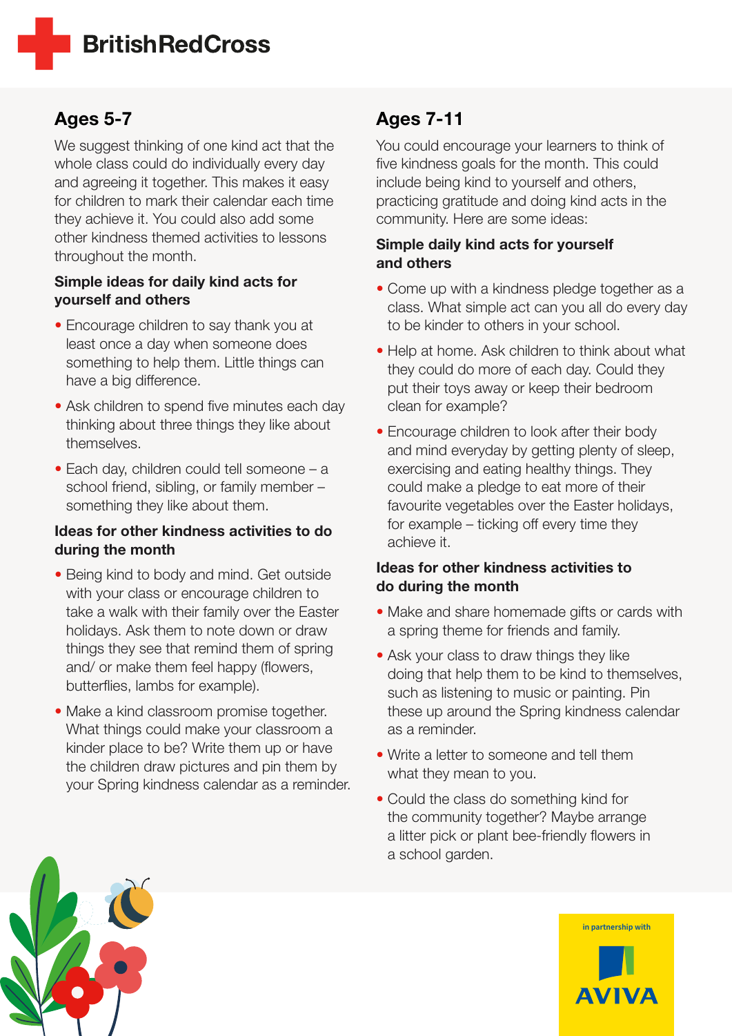British Red Cross

## Ages 5-7

We suggest thinking of one kind act that the whole class could do individually every day and agreeing it together. This makes it easy for children to mark their calendar each time they achieve it. You could also add some other kindness themed activities to lessons throughout the month.

### Simple ideas for daily kind acts for yourself and others

- Encourage children to say thank you at least once a day when someone does something to help them. Little things can have a big difference.
- Ask children to spend five minutes each day thinking about three things they like about themselves.
- Each day, children could tell someone – a school friend, sibling, or family member – something they like about them.

### Ideas for other kindness activities to do during the month

- Being kind to body and mind. Get outside with your class or encourage children to take a walk with their family over the Easter holidays. Ask them to note down or draw things they see that remind them of spring and/ or make them feel happy (flowers, butterflies, lambs for example).
- Make a kind classroom promise together. What things could make your classroom a kinder place to be? Write them up or have the children draw pictures and pin them by your Spring kindness calendar as a reminder.

## Ages 7-11

You could encourage your learners to think of five kindness goals for the month. This could include being kind to yourself and others, practicing gratitude and doing kind acts in the community. Here are some ideas:

### Simple daily kind acts for yourself and others

- Come up with a kindness pledge together as a class. What simple act can you all do every day to be kinder to others in your school.
- Help at home. Ask children to think about what they could do more of each day. Could they put their toys away or keep their bedroom clean for example?
- Encourage children to look after their body and mind everyday by getting plenty of sleep, exercising and eating healthy things. They could make a pledge to eat more of their favourite vegetables over the Easter holidays, for example – ticking off every time they achieve it.

### Ideas for other kindness activities to do during the month

- Make and share homemade gifts or cards with a spring theme for friends and family.
- Ask your class to draw things they like doing that help them to be kind to themselves, such as listening to music or painting. Pin these up around the Spring kindness calendar as a reminder.
- Write a letter to someone and tell them what they mean to you.
- Could the class do something kind for the community together? Maybe arrange a litter pick or plant bee-friendly flowers in a school garden.

in partnership with AVIVA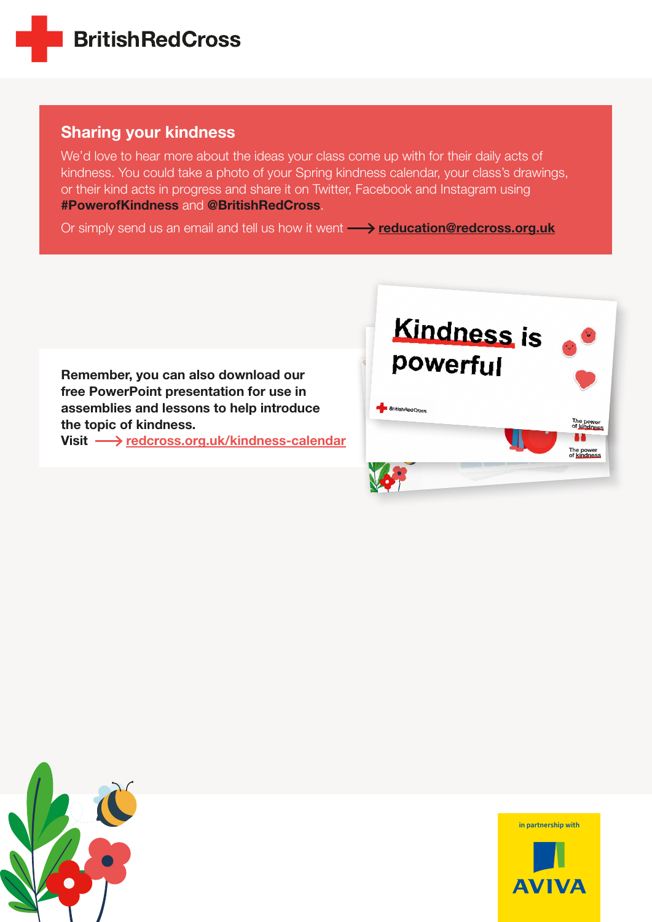## Sharing your kindness

We'd love to hear more about the ideas your class come up with for their daily acts of kindness. You could take a photo of your Spring kindness calendar, your class's drawings, or their kind acts in progress and share it on Twitter, Facebook and Instagram using **#PowerofKindness** and **@BritishRedCross**.

Or simply send us an email and tell us how it went ⟶ **reducation@redcross.org.uk**

**Remember, you can also download our free PowerPoint presentation for use in assemblies and lessons to help introduce the topic of kindness.**
**Visit** ⟶ **redcross.org.uk/kindness-calendar**

in partnership with AVIVA